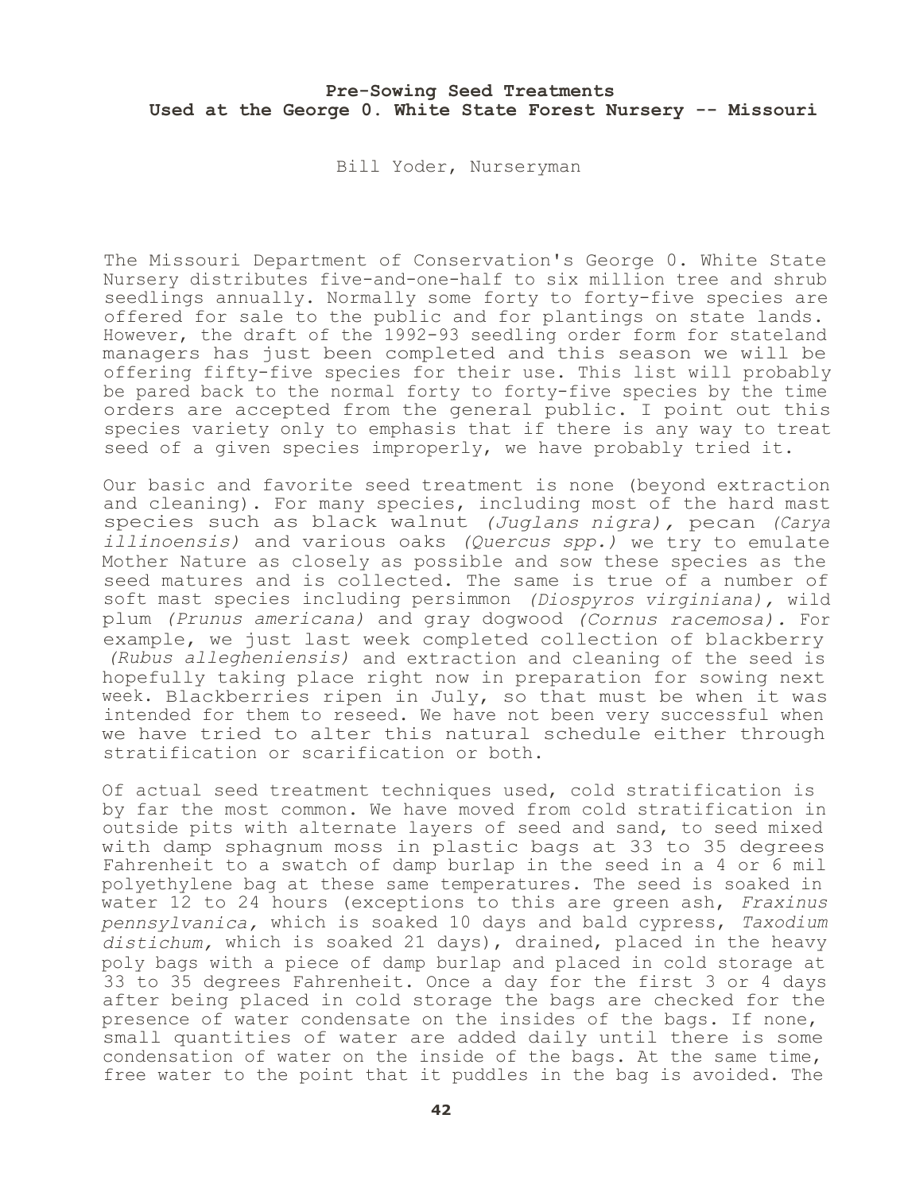# Pre-Sowing Seed Treatments
## Used at the George 0. White State Forest Nursery -- Missouri

Bill Yoder, Nurseryman

The Missouri Department of Conservation's George 0. White State Nursery distributes five-and-one-half to six million tree and shrub seedlings annually. Normally some forty to forty-five species are offered for sale to the public and for plantings on state lands. However, the draft of the 1992-93 seedling order form for stateland managers has just been completed and this season we will be offering fifty-five species for their use. This list will probably be pared back to the normal forty to forty-five species by the time orders are accepted from the general public. I point out this species variety only to emphasis that if there is any way to treat seed of a given species improperly, we have probably tried it.

Our basic and favorite seed treatment is none (beyond extraction and cleaning). For many species, including most of the hard mast species such as black walnut *(Juglans nigra),* pecan *(Carya illinoensis)* and various oaks *(Quercus spp.)* we try to emulate Mother Nature as closely as possible and sow these species as the seed matures and is collected. The same is true of a number of soft mast species including persimmon *(Diospyros virginiana),* wild plum *(Prunus americana)* and gray dogwood *(Cornus racemosa).* For example, we just last week completed collection of blackberry *(Rubus allegheniensis)* and extraction and cleaning of the seed is hopefully taking place right now in preparation for sowing next week. Blackberries ripen in July, so that must be when it was intended for them to reseed. We have not been very successful when we have tried to alter this natural schedule either through stratification or scarification or both.

Of actual seed treatment techniques used, cold stratification is by far the most common. We have moved from cold stratification in outside pits with alternate layers of seed and sand, to seed mixed with damp sphagnum moss in plastic bags at 33 to 35 degrees Fahrenheit to a swatch of damp burlap in the seed in a 4 or 6 mil polyethylene bag at these same temperatures. The seed is soaked in water 12 to 24 hours (exceptions to this are green ash, *Fraxinus pennsylvanica,* which is soaked 10 days and bald cypress, *Taxodium distichum,* which is soaked 21 days), drained, placed in the heavy poly bags with a piece of damp burlap and placed in cold storage at 33 to 35 degrees Fahrenheit. Once a day for the first 3 or 4 days after being placed in cold storage the bags are checked for the presence of water condensate on the insides of the bags. If none, small quantities of water are added daily until there is some condensation of water on the inside of the bags. At the same time, free water to the point that it puddles in the bag is avoided. The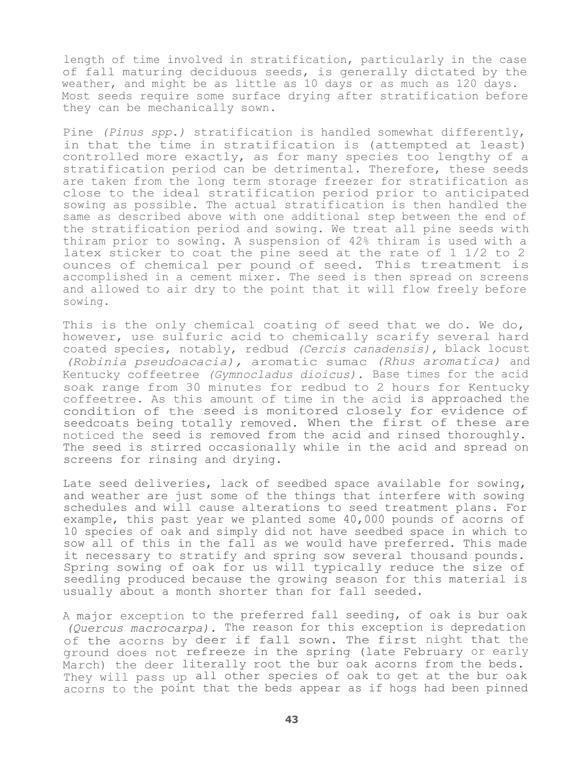length of time involved in stratification, particularly in the case of fall maturing deciduous seeds, is generally dictated by the weather, and might be as little as 10 days or as much as 120 days. Most seeds require some surface drying after stratification before they can be mechanically sown.

Pine *(Pinus spp.)* stratification is handled somewhat differently, in that the time in stratification is (attempted at least) controlled more exactly, as for many species too lengthy of a stratification period can be detrimental. Therefore, these seeds are taken from the long term storage freezer for stratification as close to the ideal stratification period prior to anticipated sowing as possible. The actual stratification is then handled the same as described above with one additional step between the end of the stratification period and sowing. We treat all pine seeds with thiram prior to sowing. A suspension of 42% thiram is used with a latex sticker to coat the pine seed at the rate of 1 1/2 to 2 ounces of chemical per pound of seed. This treatment is accomplished in a cement mixer. The seed is then spread on screens and allowed to air dry to the point that it will flow freely before sowing.

This is the only chemical coating of seed that we do. We do, however, use sulfuric acid to chemically scarify several hard coated species, notably, redbud *(Cercis canadensis)*, black locust *(Robinia pseudoacacia)*, aromatic sumac *(Rhus aromatica)* and Kentucky coffeetree *(Gymnocladus dioicus)*. Base times for the acid soak range from 30 minutes for redbud to 2 hours for Kentucky coffeetree. As this amount of time in the acid is approached the condition of the seed is monitored closely for evidence of seedcoats being totally removed. When the first of these are noticed the seed is removed from the acid and rinsed thoroughly. The seed is stirred occasionally while in the acid and spread on screens for rinsing and drying.

Late seed deliveries, lack of seedbed space available for sowing, and weather are just some of the things that interfere with sowing schedules and will cause alterations to seed treatment plans. For example, this past year we planted some 40,000 pounds of acorns of 10 species of oak and simply did not have seedbed space in which to sow all of this in the fall as we would have preferred. This made it necessary to stratify and spring sow several thousand pounds. Spring sowing of oak for us will typically reduce the size of seedling produced because the growing season for this material is usually about a month shorter than for fall seeded.

A major exception to the preferred fall seeding, of oak is bur oak *(Quercus macrocarpa)*. The reason for this exception is depredation of the acorns by deer if fall sown. The first night that the ground does not refreeze in the spring (late February or early March) the deer literally root the bur oak acorns from the beds. They will pass up all other species of oak to get at the bur oak acorns to the point that the beds appear as if hogs had been pinned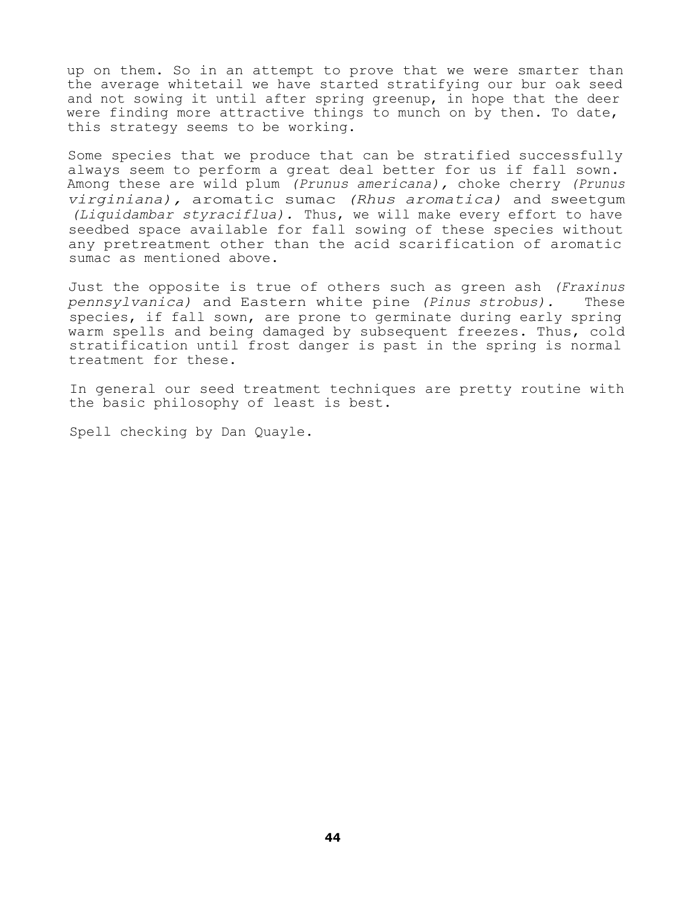up on them. So in an attempt to prove that we were smarter than the average whitetail we have started stratifying our bur oak seed and not sowing it until after spring greenup, in hope that the deer were finding more attractive things to munch on by then. To date, this strategy seems to be working.

Some species that we produce that can be stratified successfully always seem to perform a great deal better for us if fall sown. Among these are wild plum *(Prunus americana)*, choke cherry *(Prunus virginiana)*, aromatic sumac *(Rhus aromatica)* and sweetgum *(Liquidambar styraciflua)*. Thus, we will make every effort to have seedbed space available for fall sowing of these species without any pretreatment other than the acid scarification of aromatic sumac as mentioned above.

Just the opposite is true of others such as green ash *(Fraxinus pennsylvanica)* and Eastern white pine *(Pinus strobus)*. These species, if fall sown, are prone to germinate during early spring warm spells and being damaged by subsequent freezes. Thus, cold stratification until frost danger is past in the spring is normal treatment for these.

In general our seed treatment techniques are pretty routine with the basic philosophy of least is best.

Spell checking by Dan Quayle.